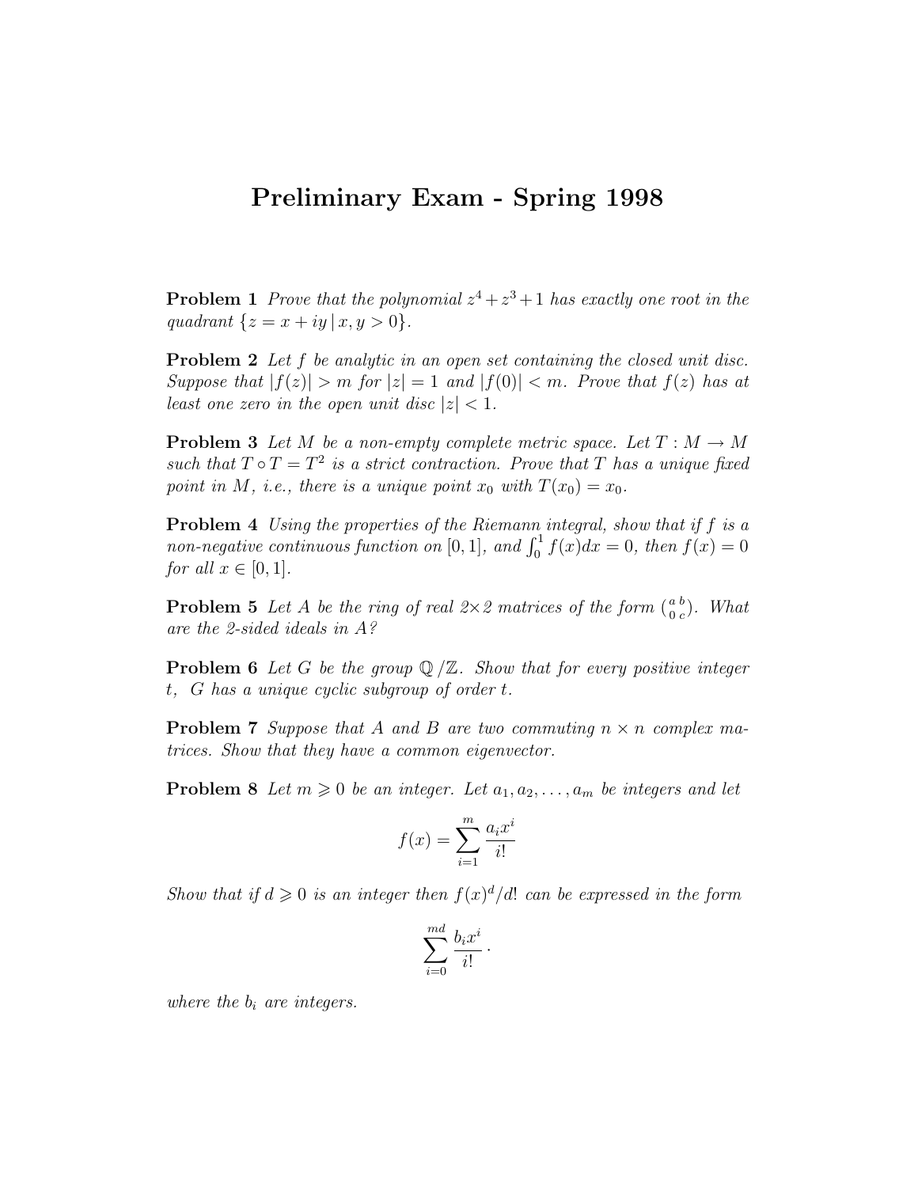# Preliminary Exam - Spring 1998

**Problem 1** *Prove that the polynomial $z^4 + z^3 + 1$ has exactly one root in the quadrant $\{z = x + iy \,|\, x, y > 0\}$.*

**Problem 2** *Let $f$ be analytic in an open set containing the closed unit disc. Suppose that $|f(z)| > m$ for $|z| = 1$ and $|f(0)| < m$. Prove that $f(z)$ has at least one zero in the open unit disc $|z| < 1$.*

**Problem 3** *Let $M$ be a non-empty complete metric space. Let $T : M \to M$ such that $T \circ T = T^2$ is a strict contraction. Prove that $T$ has a unique fixed point in $M$, i.e., there is a unique point $x_0$ with $T(x_0) = x_0$.*

**Problem 4** *Using the properties of the Riemann integral, show that if $f$ is a non-negative continuous function on $[0, 1]$, and $\int_0^1 f(x)dx = 0$, then $f(x) = 0$ for all $x \in [0, 1]$.*

**Problem 5** *Let $A$ be the ring of real 2×2 matrices of the form $\left(\begin{smallmatrix} a & b \\ 0 & c \end{smallmatrix}\right)$. What are the 2-sided ideals in $A$?*

**Problem 6** *Let $G$ be the group $\mathbb{Q}/\mathbb{Z}$. Show that for every positive integer $t$, $G$ has a unique cyclic subgroup of order $t$.*

**Problem 7** *Suppose that $A$ and $B$ are two commuting $n \times n$ complex matrices. Show that they have a common eigenvector.*

**Problem 8** *Let $m \geqslant 0$ be an integer. Let $a_1, a_2, \ldots, a_m$ be integers and let*

$$f(x) = \sum_{i=1}^{m} \frac{a_i x^i}{i!}$$

*Show that if $d \geqslant 0$ is an integer then $f(x)^d/d!$ can be expressed in the form*

$$\sum_{i=0}^{md} \frac{b_i x^i}{i!}\,.$$

*where the $b_i$ are integers.*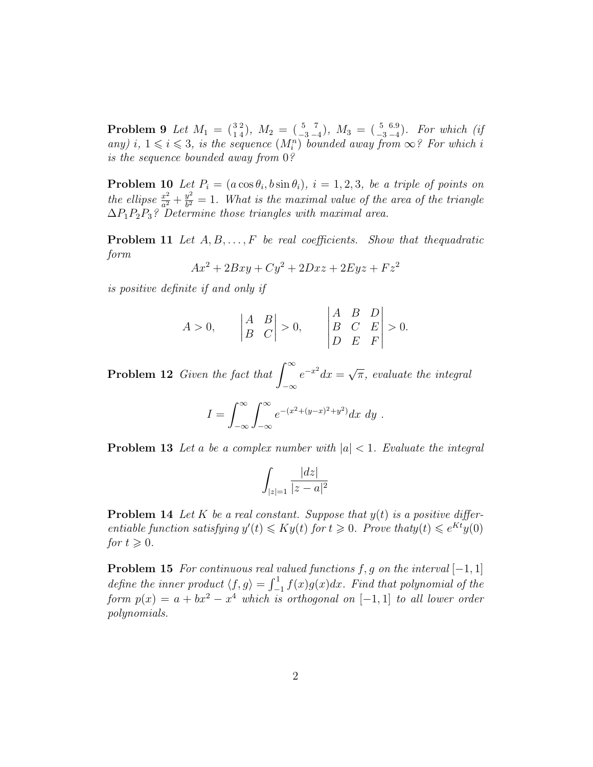**Problem 9** *Let $M_1 = \left(\begin{smallmatrix} 3 & 2 \\ 1 & 4 \end{smallmatrix}\right)$, $M_2 = \left(\begin{smallmatrix} 5 & 7 \\ -3 & -4 \end{smallmatrix}\right)$, $M_3 = \left(\begin{smallmatrix} 5 & 6.9 \\ -3 & -4 \end{smallmatrix}\right)$. For which (if any) $i$, $1 \leqslant i \leqslant 3$, is the sequence $(M_i^n)$ bounded away from $\infty$? For which $i$ is the sequence bounded away from 0?*

**Problem 10** *Let $P_i = (a\cos\theta_i, b\sin\theta_i)$, $i = 1, 2, 3$, be a triple of points on the ellipse $\frac{x^2}{a^2} + \frac{y^2}{b^2} = 1$. What is the maximal value of the area of the triangle $\Delta P_1P_2P_3$? Determine those triangles with maximal area.*

**Problem 11** *Let $A, B, \ldots, F$ be real coefficients. Show that thequadratic form*

$$Ax^2 + 2Bxy + Cy^2 + 2Dxz + 2Eyz + Fz^2$$

*is positive definite if and only if*

$$A > 0, \qquad \begin{vmatrix} A & B \\ B & C \end{vmatrix} > 0, \qquad \begin{vmatrix} A & B & D \\ B & C & E \\ D & E & F \end{vmatrix} > 0.$$

**Problem 12** *Given the fact that $\displaystyle\int_{-\infty}^{\infty} e^{-x^2} dx = \sqrt{\pi}$, evaluate the integral*

$$I = \int_{-\infty}^{\infty} \int_{-\infty}^{\infty} e^{-(x^2+(y-x)^2+y^2)} dx\ dy\ .$$

**Problem 13** *Let $a$ be a complex number with $|a| < 1$. Evaluate the integral*

$$\int_{|z|=1} \frac{|dz|}{|z-a|^2}$$

**Problem 14** *Let $K$ be a real constant. Suppose that $y(t)$ is a positive differentiable function satisfying $y'(t) \leqslant Ky(t)$ for $t \geqslant 0$. Prove thaty$(t) \leqslant e^{Kt}y(0)$ for $t \geqslant 0$.*

**Problem 15** *For continuous real valued functions $f, g$ on the interval $[-1, 1]$ define the inner product $\langle f, g \rangle = \int_{-1}^{1} f(x)g(x)dx$. Find that polynomial of the form $p(x) = a + bx^2 - x^4$ which is orthogonal on $[-1, 1]$ to all lower order polynomials.*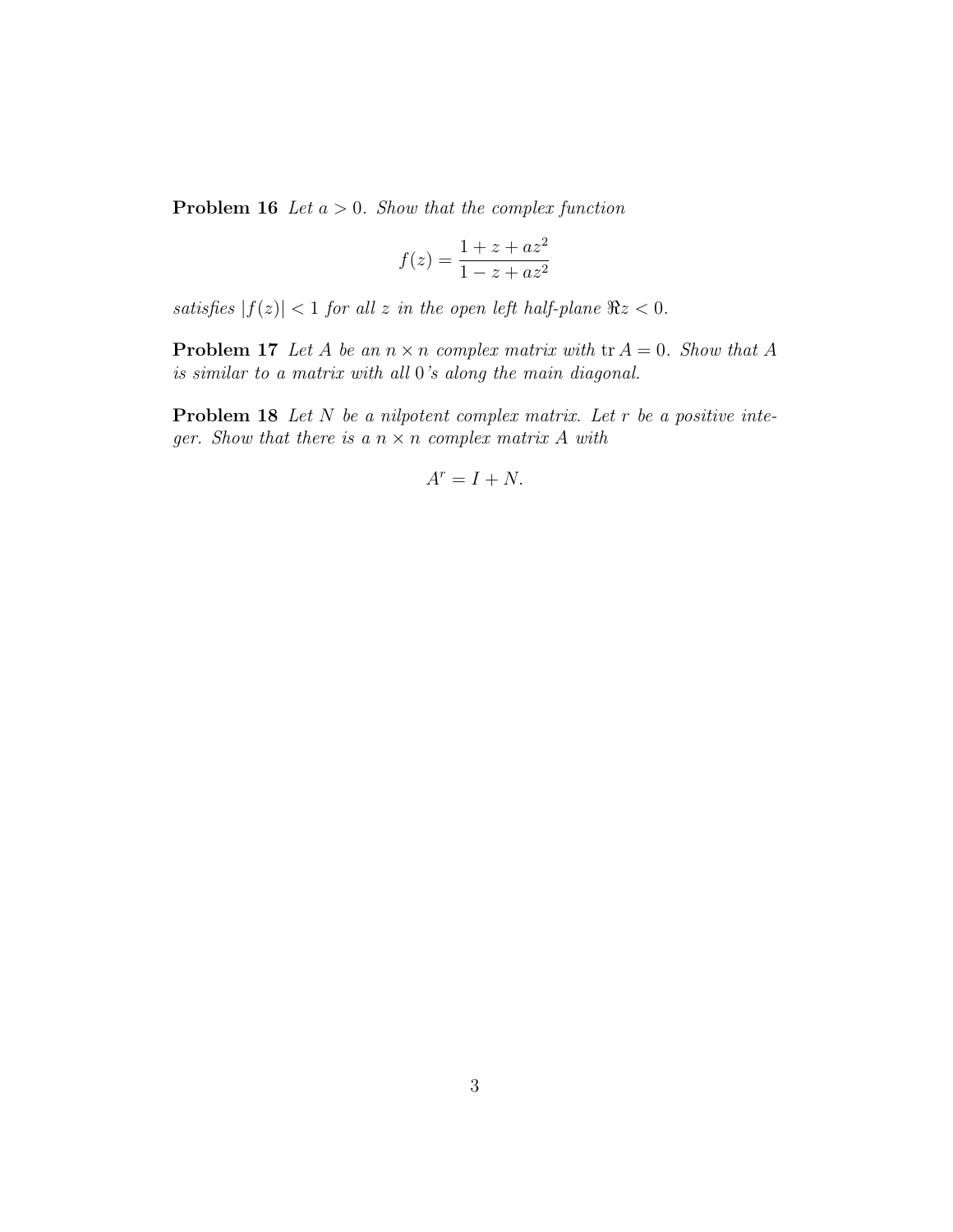**Problem 16** *Let $a > 0$. Show that the complex function*

$$f(z) = \frac{1 + z + az^2}{1 - z + az^2}$$

*satisfies $|f(z)| < 1$ for all $z$ in the open left half-plane $\Re z < 0$.*

**Problem 17** *Let $A$ be an $n \times n$ complex matrix with $\operatorname{tr} A = 0$. Show that $A$ is similar to a matrix with all 0's along the main diagonal.*

**Problem 18** *Let $N$ be a nilpotent complex matrix. Let $r$ be a positive integer. Show that there is a $n \times n$ complex matrix $A$ with*

$$A^r = I + N.$$